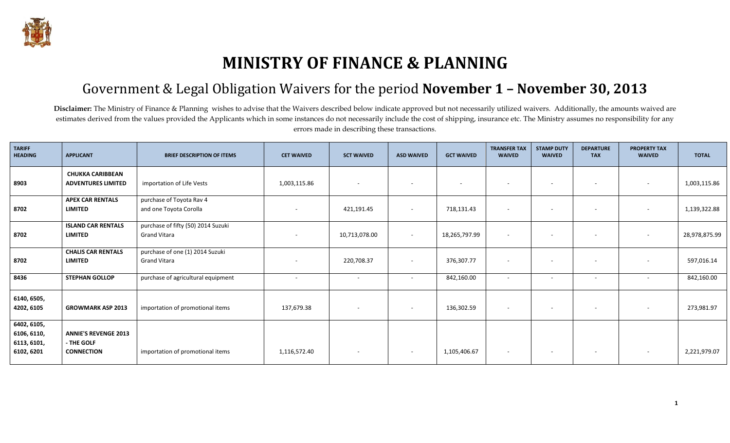# MINISTRY OF FINANCE & PLANNING

## Government & Legal Obligation Waivers for the period **November 1 – November 30, 2013**

**Disclaimer:** The Ministry of Finance & Planning wishes to advise that the Waivers described below indicate approved but not necessarily utilized waivers. Additionally, the amounts waived are estimates derived from the values provided the Applicants which in some instances do not necessarily include the cost of shipping, insurance etc. The Ministry assumes no responsibility for any errors made in describing these transactions.

| TARIFF HEADING | APPLICANT | BRIEF DESCRIPTION OF ITEMS | CET WAIVED | SCT WAIVED | ASD WAIVED | GCT WAIVED | TRANSFER TAX WAIVED | STAMP DUTY WAIVED | DEPARTURE TAX | PROPERTY TAX WAIVED | TOTAL |
|---|---|---|---|---|---|---|---|---|---|---|---|
| 8903 | **CHUKKA CARIBBEAN ADVENTURES LIMITED** | importation of Life Vests | 1,003,115.86 | - | - | - | - | - | - | - | 1,003,115.86 |
| 8702 | **APEX CAR RENTALS LIMITED** | purchase of Toyota Rav 4 and one Toyota Corolla | - | 421,191.45 | - | 718,131.43 | - | - | - | - | 1,139,322.88 |
| 8702 | **ISLAND CAR RENTALS LIMITED** | purchase of fifty (50) 2014 Suzuki Grand Vitara | - | 10,713,078.00 | - | 18,265,797.99 | - | - | - | - | 28,978,875.99 |
| 8702 | **CHALIS CAR RENTALS LIMITED** | purchase of one (1) 2014 Suzuki Grand Vitara | - | 220,708.37 | - | 376,307.77 | - | - | - | - | 597,016.14 |
| 8436 | **STEPHAN GOLLOP** | purchase of agricultural equipment | - | - | - | 842,160.00 | - | - | - | - | 842,160.00 |
| 6140, 6505, 4202, 6105 | **GROWMARK ASP 2013** | importation of promotional items | 137,679.38 | - | - | 136,302.59 | - | - | - | - | 273,981.97 |
| 6402, 6105, 6106, 6110, 6113, 6101, 6102, 6201 | **ANNIE'S REVENGE 2013 - THE GOLF CONNECTION** | importation of promotional items | 1,116,572.40 | - | - | 1,105,406.67 | - | - | - | - | 2,221,979.07 |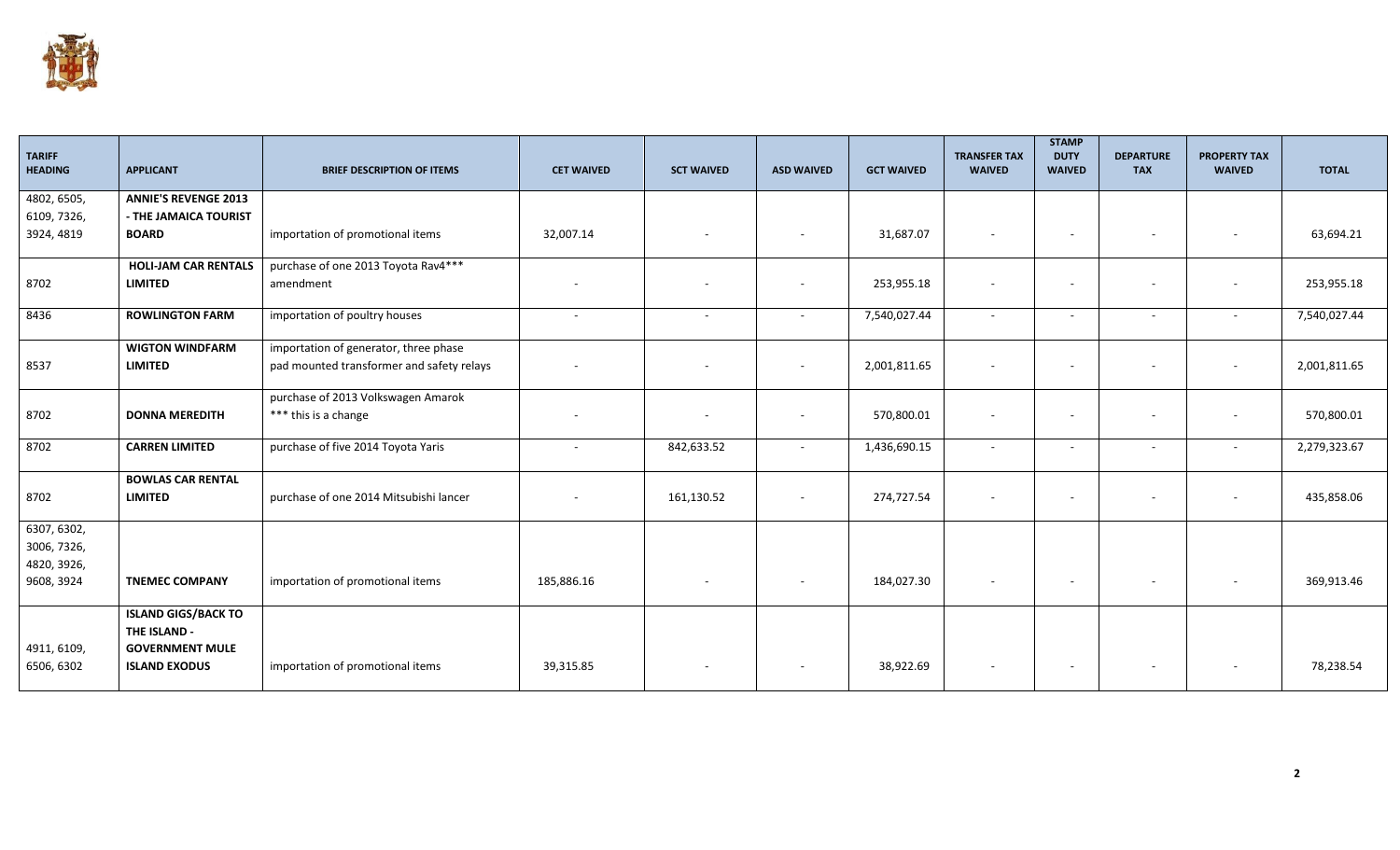| TARIFF HEADING | APPLICANT | BRIEF DESCRIPTION OF ITEMS | CET WAIVED | SCT WAIVED | ASD WAIVED | GCT WAIVED | TRANSFER TAX WAIVED | STAMP DUTY WAIVED | DEPARTURE TAX | PROPERTY TAX WAIVED | TOTAL |
|---|---|---|---|---|---|---|---|---|---|---|---|
| 4802, 6505, 6109, 7326, 3924, 4819 | **ANNIE'S REVENGE 2013 - THE JAMAICA TOURIST BOARD** | importation of promotional items | 32,007.14 | - | - | 31,687.07 | - | - | - | - | 63,694.21 |
| 8702 | **HOLI-JAM CAR RENTALS LIMITED** | purchase of one 2013 Toyota Rav4*** amendment | - | - | - | 253,955.18 | - | - | - | - | 253,955.18 |
| 8436 | **ROWLINGTON FARM** | importation of poultry houses | - | - | - | 7,540,027.44 | - | - | - | - | 7,540,027.44 |
| 8537 | **WIGTON WINDFARM LIMITED** | importation of generator, three phase pad mounted transformer and safety relays | - | - | - | 2,001,811.65 | - | - | - | - | 2,001,811.65 |
| 8702 | **DONNA MEREDITH** | purchase of 2013 Volkswagen Amarok *** this is a change | - | - | - | 570,800.01 | - | - | - | - | 570,800.01 |
| 8702 | **CARREN LIMITED** | purchase of five 2014 Toyota Yaris | - | 842,633.52 | - | 1,436,690.15 | - | - | - | - | 2,279,323.67 |
| 8702 | **BOWLAS CAR RENTAL LIMITED** | purchase of one 2014 Mitsubishi lancer | - | 161,130.52 | - | 274,727.54 | - | - | - | - | 435,858.06 |
| 6307, 6302, 3006, 7326, 4820, 3926, 9608, 3924 | **TNEMEC COMPANY** | importation of promotional items | 185,886.16 | - | - | 184,027.30 | - | - | - | - | 369,913.46 |
| 4911, 6109, 6506, 6302 | **ISLAND GIGS/BACK TO THE ISLAND - GOVERNMENT MULE ISLAND EXODUS** | importation of promotional items | 39,315.85 | - | - | 38,922.69 | - | - | - | - | 78,238.54 |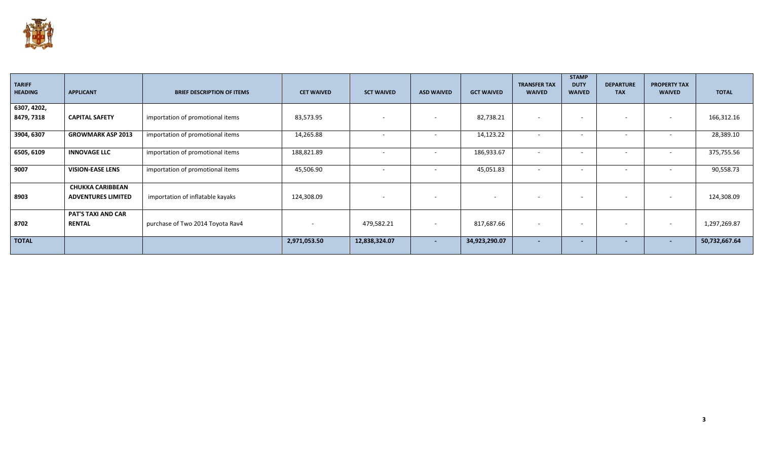| TARIFF HEADING | APPLICANT | BRIEF DESCRIPTION OF ITEMS | CET WAIVED | SCT WAIVED | ASD WAIVED | GCT WAIVED | TRANSFER TAX WAIVED | STAMP DUTY WAIVED | DEPARTURE TAX | PROPERTY TAX WAIVED | TOTAL |
|---|---|---|---|---|---|---|---|---|---|---|---|
| 6307, 4202, 8479, 7318 | **CAPITAL SAFETY** | importation of promotional items | 83,573.95 | - | - | 82,738.21 | - | - | - | - | 166,312.16 |
| 3904, 6307 | **GROWMARK ASP 2013** | importation of promotional items | 14,265.88 | - | - | 14,123.22 | - | - | - | - | 28,389.10 |
| 6505, 6109 | **INNOVAGE LLC** | importation of promotional items | 188,821.89 | - | - | 186,933.67 | - | - | - | - | 375,755.56 |
| 9007 | **VISION-EASE LENS** | importation of promotional items | 45,506.90 | - | - | 45,051.83 | - | - | - | - | 90,558.73 |
| 8903 | **CHUKKA CARIBBEAN ADVENTURES LIMITED** | importation of inflatable kayaks | 124,308.09 | - | - | - | - | - | - | - | 124,308.09 |
| 8702 | **PAT'S TAXI AND CAR RENTAL** | purchase of Two 2014 Toyota Rav4 | - | 479,582.21 | - | 817,687.66 | - | - | - | - | 1,297,269.87 |
| **TOTAL** | | | **2,971,053.50** | **12,838,324.07** | **-** | **34,923,290.07** | **-** | **-** | **-** | **-** | **50,732,667.64** |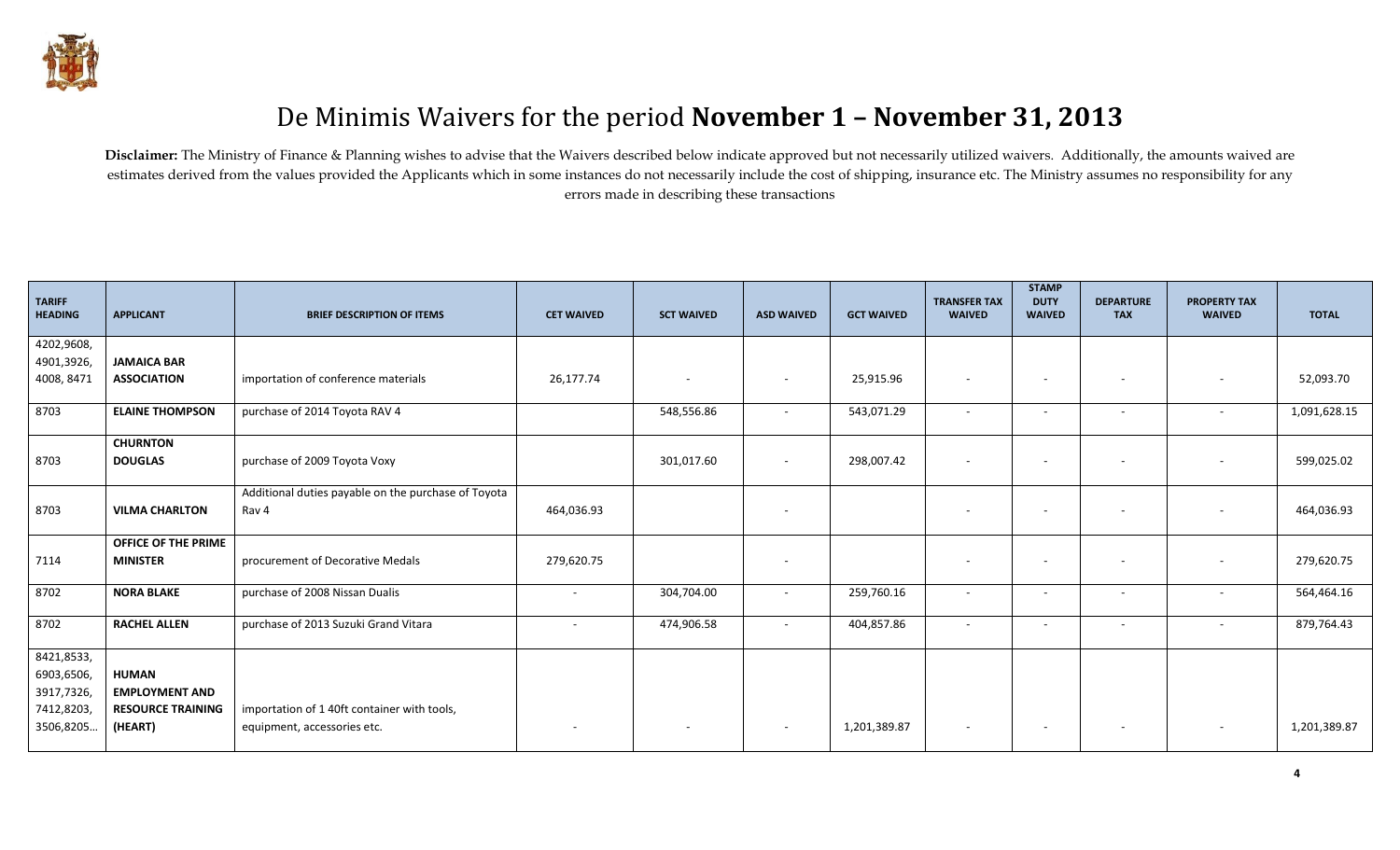# De Minimis Waivers for the period **November 1 – November 31, 2013**

**Disclaimer:** The Ministry of Finance & Planning wishes to advise that the Waivers described below indicate approved but not necessarily utilized waivers. Additionally, the amounts waived are estimates derived from the values provided the Applicants which in some instances do not necessarily include the cost of shipping, insurance etc. The Ministry assumes no responsibility for any errors made in describing these transactions

| TARIFF HEADING | APPLICANT | BRIEF DESCRIPTION OF ITEMS | CET WAIVED | SCT WAIVED | ASD WAIVED | GCT WAIVED | TRANSFER TAX WAIVED | STAMP DUTY WAIVED | DEPARTURE TAX | PROPERTY TAX WAIVED | TOTAL |
|---|---|---|---|---|---|---|---|---|---|---|---|
| 4202,9608, 4901,3926, 4008, 8471 | **JAMAICA BAR ASSOCIATION** | importation of conference materials | 26,177.74 | - | - | 25,915.96 | - | - | - | - | 52,093.70 |
| 8703 | **ELAINE THOMPSON** | purchase of 2014 Toyota RAV 4 | | 548,556.86 | - | 543,071.29 | - | - | - | - | 1,091,628.15 |
| 8703 | **CHURNTON DOUGLAS** | purchase of 2009 Toyota Voxy | | 301,017.60 | - | 298,007.42 | - | - | - | - | 599,025.02 |
| 8703 | **VILMA CHARLTON** | Additional duties payable on the purchase of Toyota Rav 4 | 464,036.93 | | - | | - | - | - | - | 464,036.93 |
| 7114 | **OFFICE OF THE PRIME MINISTER** | procurement of Decorative Medals | 279,620.75 | | - | | - | - | - | - | 279,620.75 |
| 8702 | **NORA BLAKE** | purchase of 2008 Nissan Dualis | - | 304,704.00 | - | 259,760.16 | - | - | - | - | 564,464.16 |
| 8702 | **RACHEL ALLEN** | purchase of 2013 Suzuki Grand Vitara | - | 474,906.58 | - | 404,857.86 | - | - | - | - | 879,764.43 |
| 8421,8533, 6903,6506, 3917,7326, 7412,8203, 3506,8205… | **HUMAN EMPLOYMENT AND RESOURCE TRAINING (HEART)** | importation of 1 40ft container with tools, equipment, accessories etc. | - | - | - | 1,201,389.87 | - | - | - | - | 1,201,389.87 |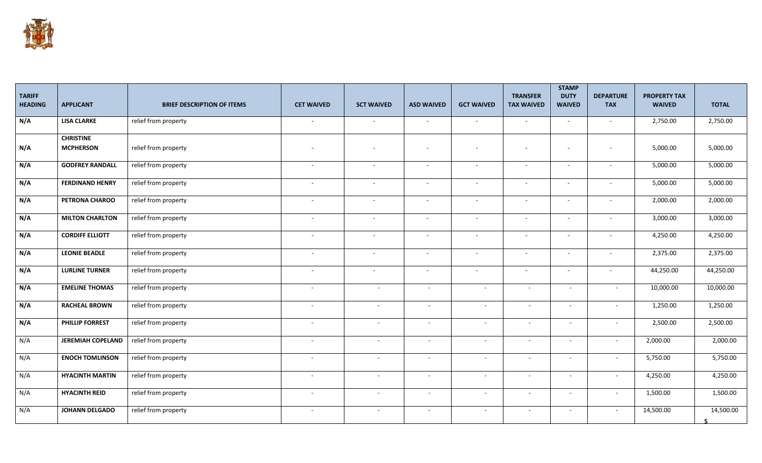| TARIFF HEADING | APPLICANT | BRIEF DESCRIPTION OF ITEMS | CET WAIVED | SCT WAIVED | ASD WAIVED | GCT WAIVED | TRANSFER TAX WAIVED | STAMP DUTY WAIVED | DEPARTURE TAX | PROPERTY TAX WAIVED | TOTAL |
|---|---|---|---|---|---|---|---|---|---|---|---|
| **N/A** | **LISA CLARKE** | relief from property | - | - | - | - | - | - | - | 2,750.00 | 2,750.00 |
| **N/A** | **CHRISTINE MCPHERSON** | relief from property | - | - | - | - | - | - | - | 5,000.00 | 5,000.00 |
| **N/A** | **GODFREY RANDALL** | relief from property | - | - | - | - | - | - | - | 5,000.00 | 5,000.00 |
| **N/A** | **FERDINAND HENRY** | relief from property | - | - | - | - | - | - | - | 5,000.00 | 5,000.00 |
| **N/A** | **PETRONA CHAROO** | relief from property | - | - | - | - | - | - | - | 2,000.00 | 2,000.00 |
| **N/A** | **MILTON CHARLTON** | relief from property | - | - | - | - | - | - | - | 3,000.00 | 3,000.00 |
| **N/A** | **CORDIFF ELLIOTT** | relief from property | - | - | - | - | - | - | - | 4,250.00 | 4,250.00 |
| **N/A** | **LEONIE BEADLE** | relief from property | - | - | - | - | - | - | - | 2,375.00 | 2,375.00 |
| **N/A** | **LURLINE TURNER** | relief from property | - | - | - | - | - | - | - | 44,250.00 | 44,250.00 |
| **N/A** | **EMELINE THOMAS** | relief from property | - | - | - | - | - | - | - | 10,000.00 | 10,000.00 |
| **N/A** | **RACHEAL BROWN** | relief from property | - | - | - | - | - | - | - | 1,250.00 | 1,250.00 |
| **N/A** | **PHILLIP FORREST** | relief from property | - | - | - | - | - | - | - | 2,500.00 | 2,500.00 |
| N/A | **JEREMIAH COPELAND** | relief from property | - | - | - | - | - | - | - | 2,000.00 | 2,000.00 |
| N/A | **ENOCH TOMLINSON** | relief from property | - | - | - | - | - | - | - | 5,750.00 | 5,750.00 |
| N/A | **HYACINTH MARTIN** | relief from property | - | - | - | - | - | - | - | 4,250.00 | 4,250.00 |
| N/A | **HYACINTH REID** | relief from property | - | - | - | - | - | - | - | 1,500.00 | 1,500.00 |
| N/A | **JOHANN DELGADO** | relief from property | - | - | - | - | - | - | - | 14,500.00 | 14,500.00 |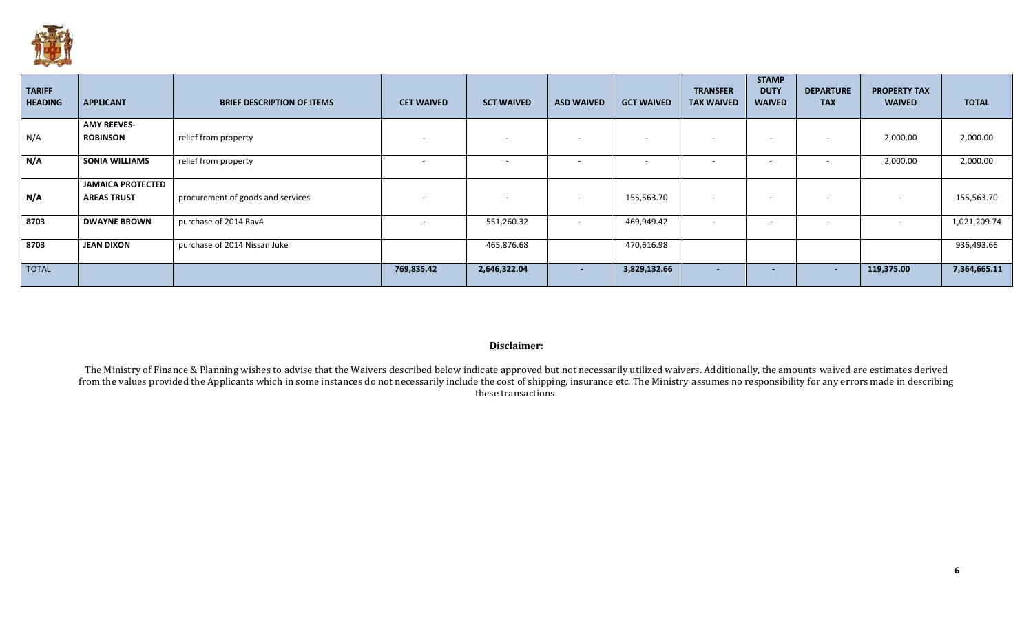| TARIFF HEADING | APPLICANT | BRIEF DESCRIPTION OF ITEMS | CET WAIVED | SCT WAIVED | ASD WAIVED | GCT WAIVED | TRANSFER TAX WAIVED | STAMP DUTY WAIVED | DEPARTURE TAX | PROPERTY TAX WAIVED | TOTAL |
|---|---|---|---|---|---|---|---|---|---|---|---|
| N/A | **AMY REEVES-ROBINSON** | relief from property | - | - | - | - | - | - | - | 2,000.00 | 2,000.00 |
| **N/A** | **SONIA WILLIAMS** | relief from property | - | - | - | - | - | - | - | 2,000.00 | 2,000.00 |
| **N/A** | **JAMAICA PROTECTED AREAS TRUST** | procurement of goods and services | - | - | - | 155,563.70 | - | - | - | - | 155,563.70 |
| **8703** | **DWAYNE BROWN** | purchase of 2014 Rav4 | - | 551,260.32 | - | 469,949.42 | - | - | - | - | 1,021,209.74 |
| **8703** | **JEAN DIXON** | purchase of 2014 Nissan Juke | | 465,876.68 | | 470,616.98 | | | | | 936,493.66 |
| TOTAL | | | **769,835.42** | **2,646,322.04** | **-** | **3,829,132.66** | **-** | **-** | **-** | **119,375.00** | **7,364,665.11** |

**Disclaimer:**

The Ministry of Finance & Planning wishes to advise that the Waivers described below indicate approved but not necessarily utilized waivers. Additionally, the amounts waived are estimates derived from the values provided the Applicants which in some instances do not necessarily include the cost of shipping, insurance etc. The Ministry assumes no responsibility for any errors made in describing these transactions.